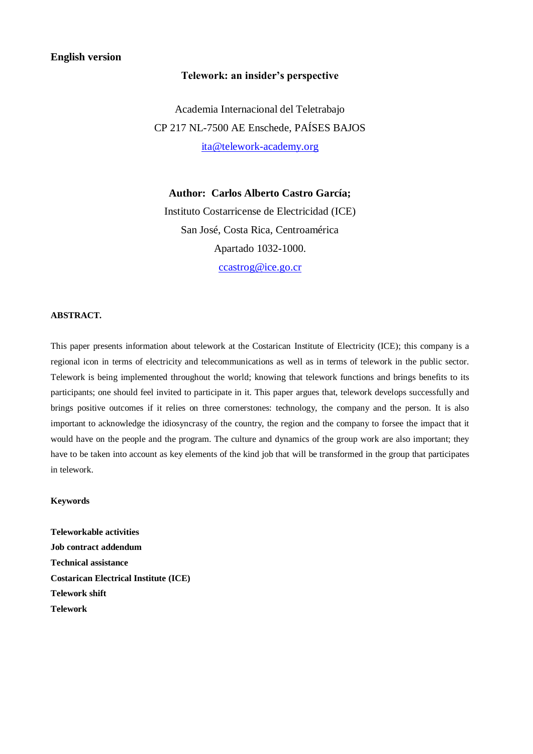**English version**

# Telework: an insider's perspective

Academia Internacional del Teletrabajo
CP 217 NL-7500 AE Enschede, PAÍSES BAJOS
ita@telework-academy.org

**Author: Carlos Alberto Castro García;**
Instituto Costarricense de Electricidad (ICE)
San José, Costa Rica, Centroamérica
Apartado 1032-1000.
ccastrog@ice.go.cr

## ABSTRACT.

This paper presents information about telework at the Costarican Institute of Electricity (ICE); this company is a regional icon in terms of electricity and telecommunications as well as in terms of telework in the public sector. Telework is being implemented throughout the world; knowing that telework functions and brings benefits to its participants; one should feel invited to participate in it. This paper argues that, telework develops successfully and brings positive outcomes if it relies on three cornerstones: technology, the company and the person. It is also important to acknowledge the idiosyncrasy of the country, the region and the company to forsee the impact that it would have on the people and the program. The culture and dynamics of the group work are also important; they have to be taken into account as key elements of the kind job that will be transformed in the group that participates in telework.

**Keywords**

**Teleworkable activities**
**Job contract addendum**
**Technical assistance**
**Costarican Electrical Institute (ICE)**
**Telework shift**
**Telework**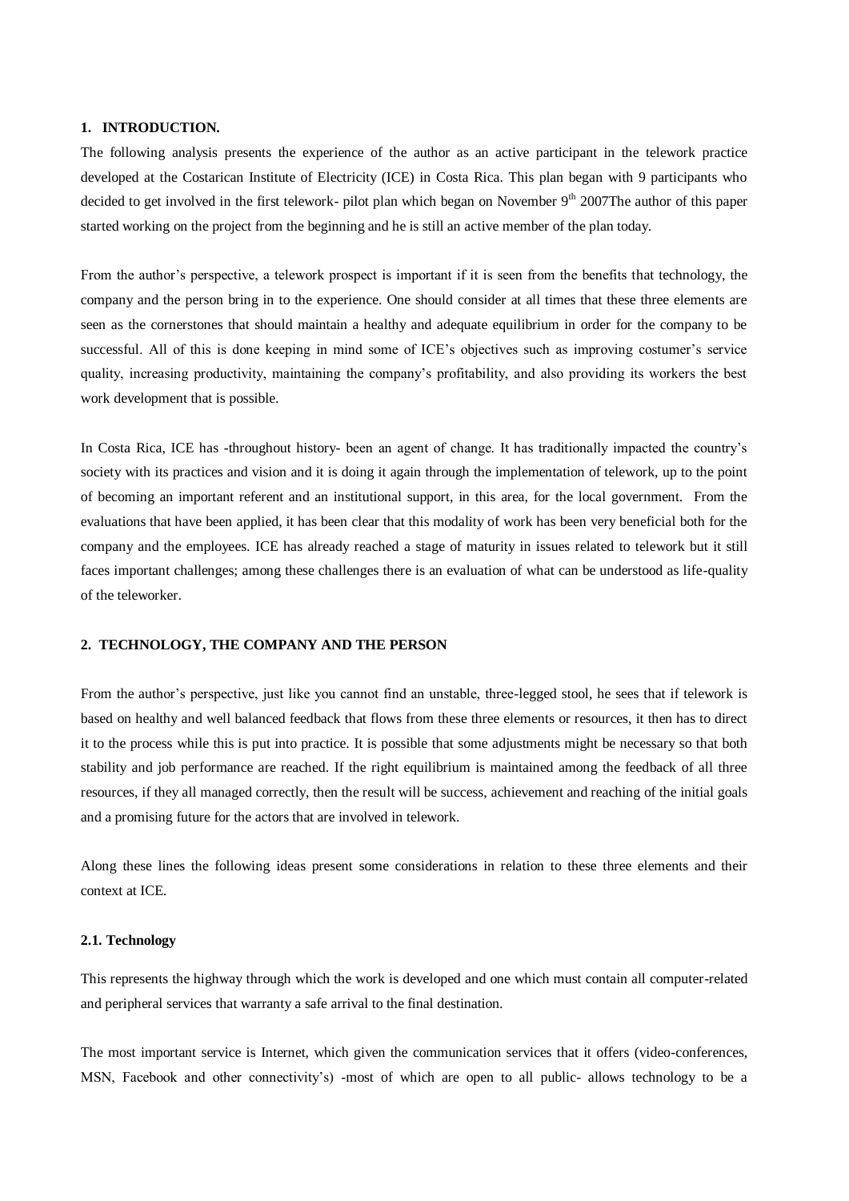## 1. INTRODUCTION.

The following analysis presents the experience of the author as an active participant in the telework practice developed at the Costarican Institute of Electricity (ICE) in Costa Rica. This plan began with 9 participants who decided to get involved in the first telework- pilot plan which began on November 9th 2007The author of this paper started working on the project from the beginning and he is still an active member of the plan today.

From the author's perspective, a telework prospect is important if it is seen from the benefits that technology, the company and the person bring in to the experience. One should consider at all times that these three elements are seen as the cornerstones that should maintain a healthy and adequate equilibrium in order for the company to be successful. All of this is done keeping in mind some of ICE's objectives such as improving costumer's service quality, increasing productivity, maintaining the company's profitability, and also providing its workers the best work development that is possible.

In Costa Rica, ICE has -throughout history- been an agent of change. It has traditionally impacted the country's society with its practices and vision and it is doing it again through the implementation of telework, up to the point of becoming an important referent and an institutional support, in this area, for the local government. From the evaluations that have been applied, it has been clear that this modality of work has been very beneficial both for the company and the employees. ICE has already reached a stage of maturity in issues related to telework but it still faces important challenges; among these challenges there is an evaluation of what can be understood as life-quality of the teleworker.

## 2. TECHNOLOGY, THE COMPANY AND THE PERSON

From the author's perspective, just like you cannot find an unstable, three-legged stool, he sees that if telework is based on healthy and well balanced feedback that flows from these three elements or resources, it then has to direct it to the process while this is put into practice. It is possible that some adjustments might be necessary so that both stability and job performance are reached. If the right equilibrium is maintained among the feedback of all three resources, if they all managed correctly, then the result will be success, achievement and reaching of the initial goals and a promising future for the actors that are involved in telework.

Along these lines the following ideas present some considerations in relation to these three elements and their context at ICE.

### 2.1. Technology

This represents the highway through which the work is developed and one which must contain all computer-related and peripheral services that warranty a safe arrival to the final destination.

The most important service is Internet, which given the communication services that it offers (video-conferences, MSN, Facebook and other connectivity's) -most of which are open to all public- allows technology to be a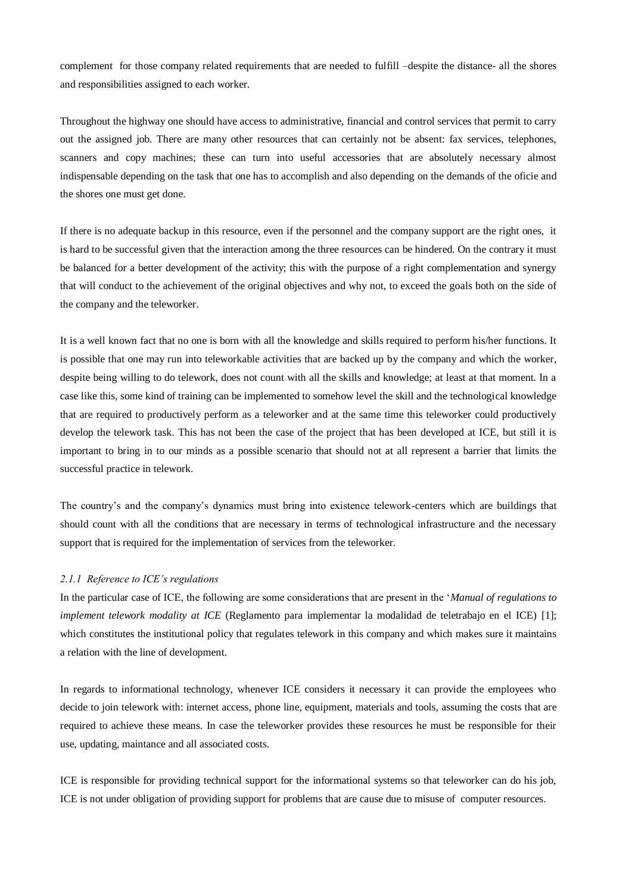complement for those company related requirements that are needed to fulfill –despite the distance- all the shores and responsibilities assigned to each worker.

Throughout the highway one should have access to administrative, financial and control services that permit to carry out the assigned job. There are many other resources that can certainly not be absent: fax services, telephones, scanners and copy machines; these can turn into useful accessories that are absolutely necessary almost indispensable depending on the task that one has to accomplish and also depending on the demands of the oficie and the shores one must get done.

If there is no adequate backup in this resource, even if the personnel and the company support are the right ones, it is hard to be successful given that the interaction among the three resources can be hindered. On the contrary it must be balanced for a better development of the activity; this with the purpose of a right complementation and synergy that will conduct to the achievement of the original objectives and why not, to exceed the goals both on the side of the company and the teleworker.

It is a well known fact that no one is born with all the knowledge and skills required to perform his/her functions. It is possible that one may run into teleworkable activities that are backed up by the company and which the worker, despite being willing to do telework, does not count with all the skills and knowledge; at least at that moment. In a case like this, some kind of training can be implemented to somehow level the skill and the technological knowledge that are required to productively perform as a teleworker and at the same time this teleworker could productively develop the telework task. This has not been the case of the project that has been developed at ICE, but still it is important to bring in to our minds as a possible scenario that should not at all represent a barrier that limits the successful practice in telework.

The country's and the company's dynamics must bring into existence telework-centers which are buildings that should count with all the conditions that are necessary in terms of technological infrastructure and the necessary support that is required for the implementation of services from the teleworker.

#### *2.1.1 Reference to ICE's regulations*

In the particular case of ICE, the following are some considerations that are present in the '*Manual of regulations to implement telework modality at ICE* (Reglamento para implementar la modalidad de teletrabajo en el ICE) [1]; which constitutes the institutional policy that regulates telework in this company and which makes sure it maintains a relation with the line of development.

In regards to informational technology, whenever ICE considers it necessary it can provide the employees who decide to join telework with: internet access, phone line, equipment, materials and tools, assuming the costs that are required to achieve these means. In case the teleworker provides these resources he must be responsible for their use, updating, maintance and all associated costs.

ICE is responsible for providing technical support for the informational systems so that teleworker can do his job, ICE is not under obligation of providing support for problems that are cause due to misuse of computer resources.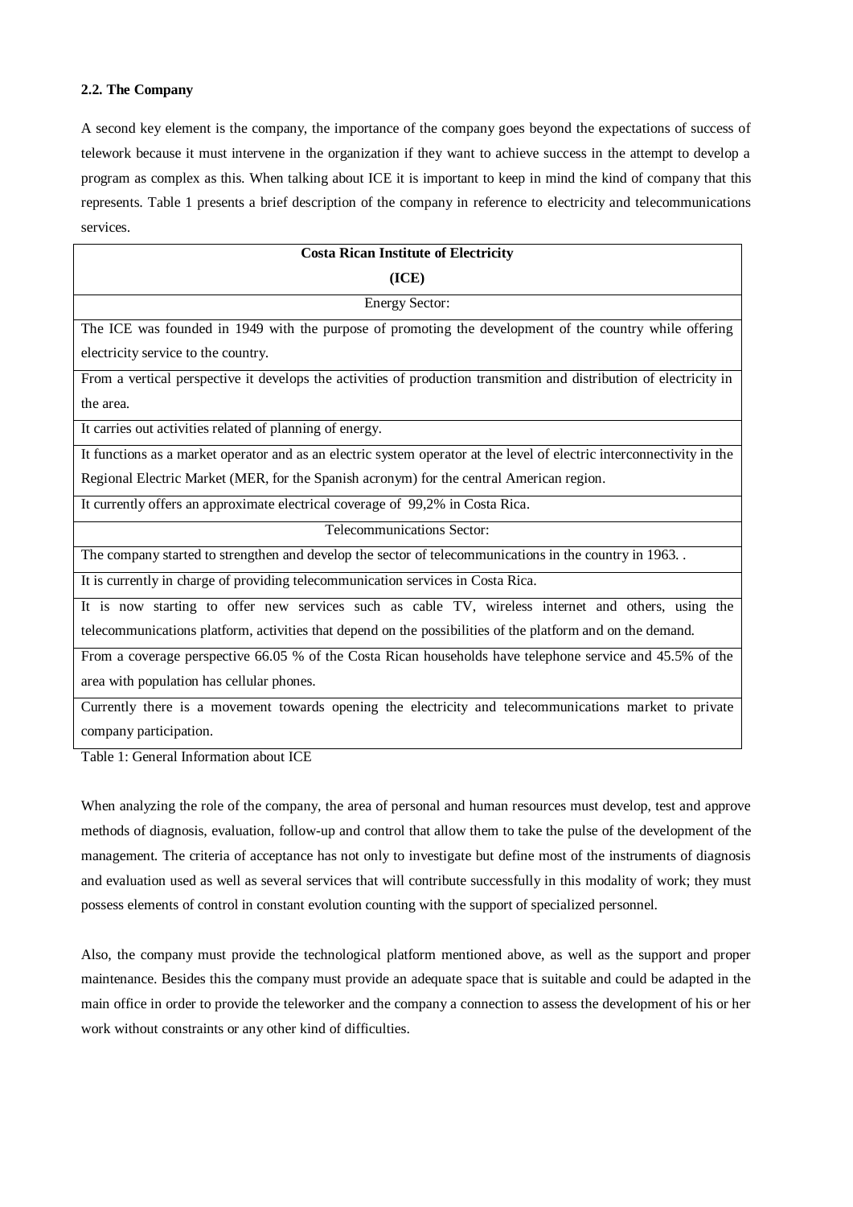**2.2. The Company**

A second key element is the company, the importance of the company goes beyond the expectations of success of telework because it must intervene in the organization if they want to achieve success in the attempt to develop a program as complex as this. When talking about ICE it is important to keep in mind the kind of company that this represents. Table 1 presents a brief description of the company in reference to electricity and telecommunications services.

| **Costa Rican Institute of Electricity (ICE)** |
| --- |
| Energy Sector: |
| The ICE was founded in 1949 with the purpose of promoting the development of the country while offering electricity service to the country. |
| From a vertical perspective it develops the activities of production transmition and distribution of electricity in the area. |
| It carries out activities related of planning of energy. |
| It functions as a market operator and as an electric system operator at the level of electric interconnectivity in the Regional Electric Market (MER, for the Spanish acronym) for the central American region. |
| It currently offers an approximate electrical coverage of 99,2% in Costa Rica. |
| Telecommunications Sector: |
| The company started to strengthen and develop the sector of telecommunications in the country in 1963. . |
| It is currently in charge of providing telecommunication services in Costa Rica. |
| It is now starting to offer new services such as cable TV, wireless internet and others, using the telecommunications platform, activities that depend on the possibilities of the platform and on the demand. |
| From a coverage perspective 66.05 % of the Costa Rican households have telephone service and 45.5% of the area with population has cellular phones. |
| Currently there is a movement towards opening the electricity and telecommunications market to private company participation. |

Table 1: General Information about ICE

When analyzing the role of the company, the area of personal and human resources must develop, test and approve methods of diagnosis, evaluation, follow-up and control that allow them to take the pulse of the development of the management. The criteria of acceptance has not only to investigate but define most of the instruments of diagnosis and evaluation used as well as several services that will contribute successfully in this modality of work; they must possess elements of control in constant evolution counting with the support of specialized personnel.

Also, the company must provide the technological platform mentioned above, as well as the support and proper maintenance. Besides this the company must provide an adequate space that is suitable and could be adapted in the main office in order to provide the teleworker and the company a connection to assess the development of his or her work without constraints or any other kind of difficulties.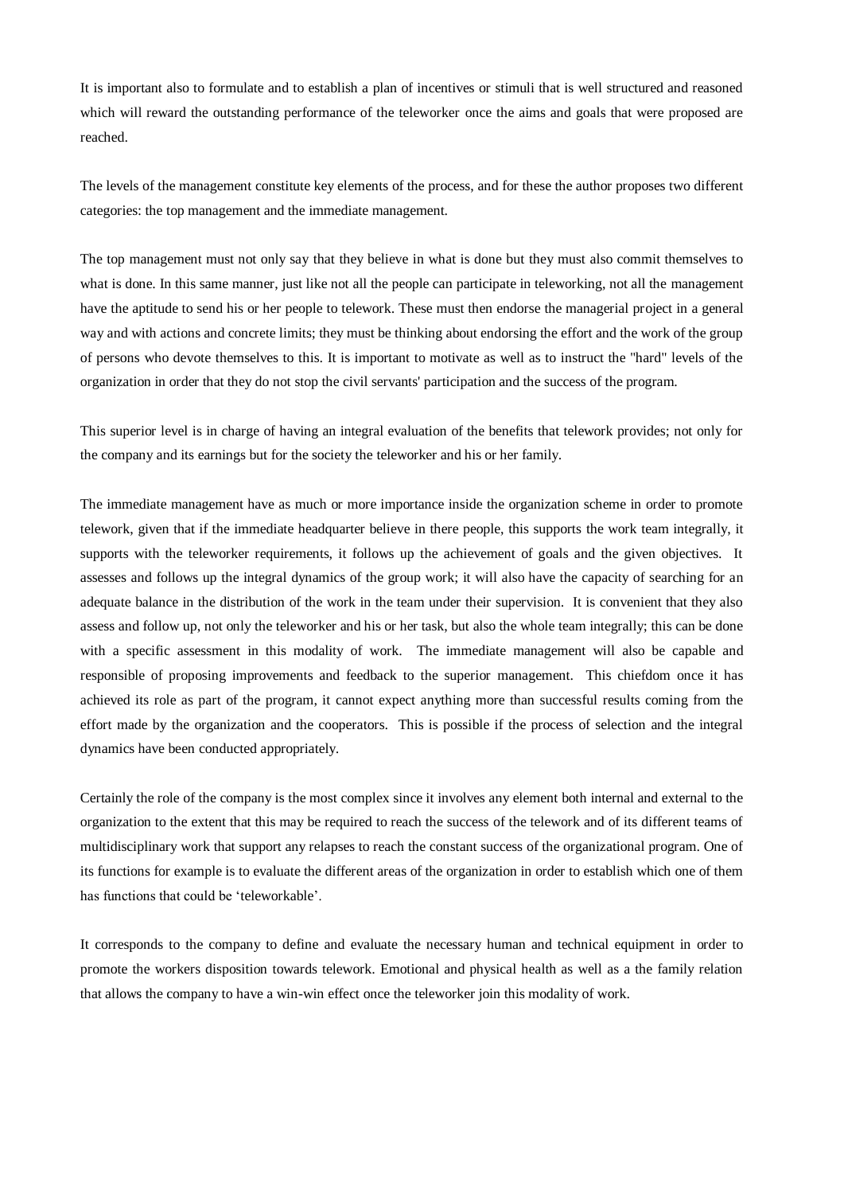It is important also to formulate and to establish a plan of incentives or stimuli that is well structured and reasoned which will reward the outstanding performance of the teleworker once the aims and goals that were proposed are reached.

The levels of the management constitute key elements of the process, and for these the author proposes two different categories: the top management and the immediate management.

The top management must not only say that they believe in what is done but they must also commit themselves to what is done. In this same manner, just like not all the people can participate in teleworking, not all the management have the aptitude to send his or her people to telework. These must then endorse the managerial project in a general way and with actions and concrete limits; they must be thinking about endorsing the effort and the work of the group of persons who devote themselves to this. It is important to motivate as well as to instruct the "hard" levels of the organization in order that they do not stop the civil servants' participation and the success of the program.

This superior level is in charge of having an integral evaluation of the benefits that telework provides; not only for the company and its earnings but for the society the teleworker and his or her family.

The immediate management have as much or more importance inside the organization scheme in order to promote telework, given that if the immediate headquarter believe in there people, this supports the work team integrally, it supports with the teleworker requirements, it follows up the achievement of goals and the given objectives. It assesses and follows up the integral dynamics of the group work; it will also have the capacity of searching for an adequate balance in the distribution of the work in the team under their supervision. It is convenient that they also assess and follow up, not only the teleworker and his or her task, but also the whole team integrally; this can be done with a specific assessment in this modality of work. The immediate management will also be capable and responsible of proposing improvements and feedback to the superior management. This chiefdom once it has achieved its role as part of the program, it cannot expect anything more than successful results coming from the effort made by the organization and the cooperators. This is possible if the process of selection and the integral dynamics have been conducted appropriately.

Certainly the role of the company is the most complex since it involves any element both internal and external to the organization to the extent that this may be required to reach the success of the telework and of its different teams of multidisciplinary work that support any relapses to reach the constant success of the organizational program. One of its functions for example is to evaluate the different areas of the organization in order to establish which one of them has functions that could be 'teleworkable'.

It corresponds to the company to define and evaluate the necessary human and technical equipment in order to promote the workers disposition towards telework. Emotional and physical health as well as a the family relation that allows the company to have a win-win effect once the teleworker join this modality of work.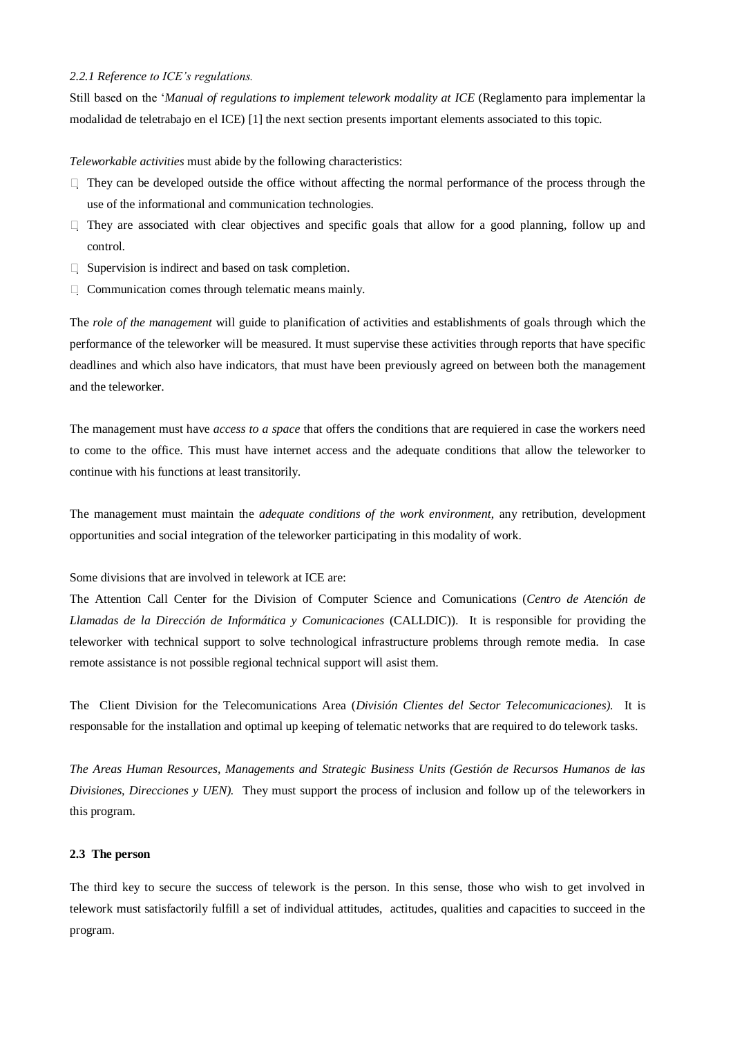*2.2.1 Reference to ICE's regulations.*

Still based on the '*Manual of regulations to implement telework modality at ICE* (Reglamento para implementar la modalidad de teletrabajo en el ICE) [1] the next section presents important elements associated to this topic.

*Teleworkable activities* must abide by the following characteristics:

- They can be developed outside the office without affecting the normal performance of the process through the use of the informational and communication technologies.
- They are associated with clear objectives and specific goals that allow for a good planning, follow up and control.
- Supervision is indirect and based on task completion.
- Communication comes through telematic means mainly.

The *role of the management* will guide to planification of activities and establishments of goals through which the performance of the teleworker will be measured. It must supervise these activities through reports that have specific deadlines and which also have indicators, that must have been previously agreed on between both the management and the teleworker.

The management must have *access to a space* that offers the conditions that are requiered in case the workers need to come to the office. This must have internet access and the adequate conditions that allow the teleworker to continue with his functions at least transitorily.

The management must maintain the *adequate conditions of the work environment*, any retribution, development opportunities and social integration of the teleworker participating in this modality of work.

Some divisions that are involved in telework at ICE are:

The Attention Call Center for the Division of Computer Science and Comunications (*Centro de Atención de Llamadas de la Dirección de Informática y Comunicaciones* (CALLDIC)). It is responsible for providing the teleworker with technical support to solve technological infrastructure problems through remote media. In case remote assistance is not possible regional technical support will asist them.

The Client Division for the Telecomunications Area (*División Clientes del Sector Telecomunicaciones).* It is responsable for the installation and optimal up keeping of telematic networks that are required to do telework tasks.

*The Areas Human Resources, Managements and Strategic Business Units (Gestión de Recursos Humanos de las Divisiones, Direcciones y UEN).* They must support the process of inclusion and follow up of the teleworkers in this program.

**2.3 The person**

The third key to secure the success of telework is the person. In this sense, those who wish to get involved in telework must satisfactorily fulfill a set of individual attitudes, actitudes, qualities and capacities to succeed in the program.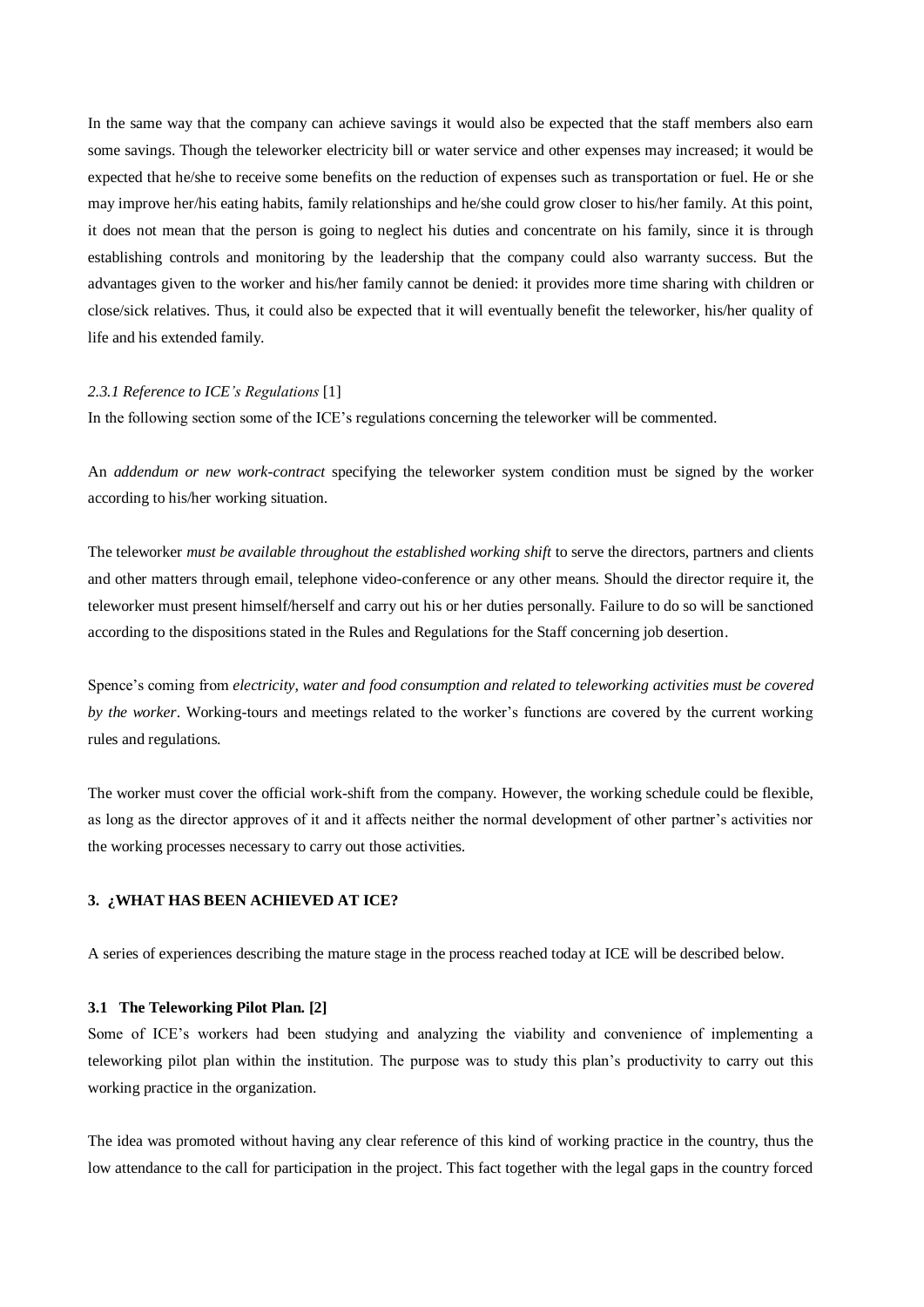In the same way that the company can achieve savings it would also be expected that the staff members also earn some savings. Though the teleworker electricity bill or water service and other expenses may increased; it would be expected that he/she to receive some benefits on the reduction of expenses such as transportation or fuel. He or she may improve her/his eating habits, family relationships and he/she could grow closer to his/her family. At this point, it does not mean that the person is going to neglect his duties and concentrate on his family, since it is through establishing controls and monitoring by the leadership that the company could also warranty success. But the advantages given to the worker and his/her family cannot be denied: it provides more time sharing with children or close/sick relatives. Thus, it could also be expected that it will eventually benefit the teleworker, his/her quality of life and his extended family.

#### *2.3.1 Reference to ICE's Regulations* [1]

In the following section some of the ICE's regulations concerning the teleworker will be commented.

An *addendum or new work-contract* specifying the teleworker system condition must be signed by the worker according to his/her working situation.

The teleworker *must be available throughout the established working shift* to serve the directors, partners and clients and other matters through email, telephone video-conference or any other means. Should the director require it, the teleworker must present himself/herself and carry out his or her duties personally. Failure to do so will be sanctioned according to the dispositions stated in the Rules and Regulations for the Staff concerning job desertion.

Spence's coming from *electricity, water and food consumption and related to teleworking activities must be covered by the worker*. Working-tours and meetings related to the worker's functions are covered by the current working rules and regulations.

The worker must cover the official work-shift from the company. However, the working schedule could be flexible, as long as the director approves of it and it affects neither the normal development of other partner's activities nor the working processes necessary to carry out those activities.

## 3. ¿WHAT HAS BEEN ACHIEVED AT ICE?

A series of experiences describing the mature stage in the process reached today at ICE will be described below.

### 3.1 The Teleworking Pilot Plan. [2]

Some of ICE's workers had been studying and analyzing the viability and convenience of implementing a teleworking pilot plan within the institution. The purpose was to study this plan's productivity to carry out this working practice in the organization.

The idea was promoted without having any clear reference of this kind of working practice in the country, thus the low attendance to the call for participation in the project. This fact together with the legal gaps in the country forced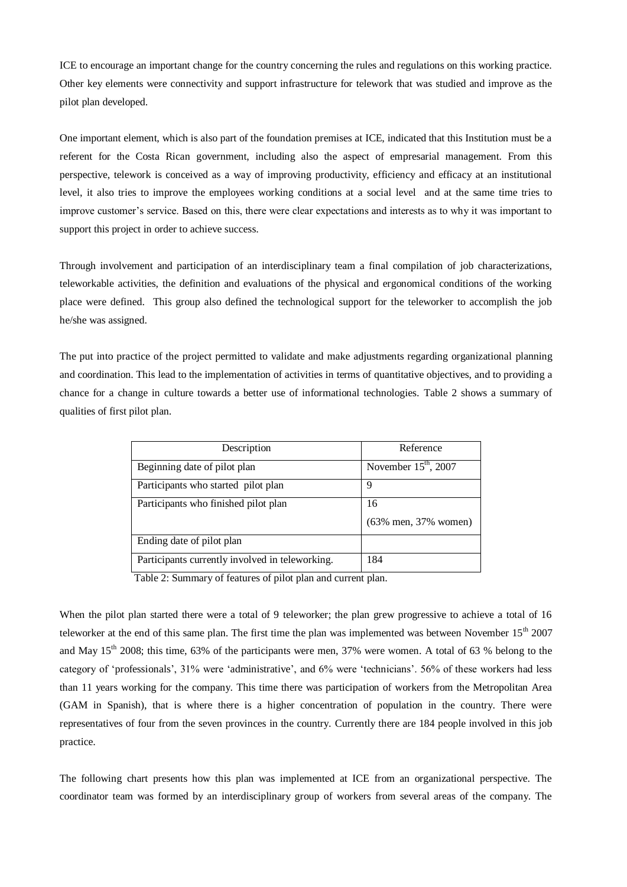ICE to encourage an important change for the country concerning the rules and regulations on this working practice. Other key elements were connectivity and support infrastructure for telework that was studied and improve as the pilot plan developed.

One important element, which is also part of the foundation premises at ICE, indicated that this Institution must be a referent for the Costa Rican government, including also the aspect of empresarial management. From this perspective, telework is conceived as a way of improving productivity, efficiency and efficacy at an institutional level, it also tries to improve the employees working conditions at a social level and at the same time tries to improve customer's service. Based on this, there were clear expectations and interests as to why it was important to support this project in order to achieve success.

Through involvement and participation of an interdisciplinary team a final compilation of job characterizations, teleworkable activities, the definition and evaluations of the physical and ergonomical conditions of the working place were defined. This group also defined the technological support for the teleworker to accomplish the job he/she was assigned.

The put into practice of the project permitted to validate and make adjustments regarding organizational planning and coordination. This lead to the implementation of activities in terms of quantitative objectives, and to providing a chance for a change in culture towards a better use of informational technologies. Table 2 shows a summary of qualities of first pilot plan.

| Description | Reference |
|---|---|
| Beginning date of pilot plan | November 15th, 2007 |
| Participants who started pilot plan | 9 |
| Participants who finished pilot plan | 16 (63% men, 37% women) |
| Ending date of pilot plan | |
| Participants currently involved in teleworking. | 184 |

Table 2: Summary of features of pilot plan and current plan.

When the pilot plan started there were a total of 9 teleworker; the plan grew progressive to achieve a total of 16 teleworker at the end of this same plan. The first time the plan was implemented was between November 15th 2007 and May 15th 2008; this time, 63% of the participants were men, 37% were women. A total of 63 % belong to the category of 'professionals', 31% were 'administrative', and 6% were 'technicians'. 56% of these workers had less than 11 years working for the company. This time there was participation of workers from the Metropolitan Area (GAM in Spanish), that is where there is a higher concentration of population in the country. There were representatives of four from the seven provinces in the country. Currently there are 184 people involved in this job practice.

The following chart presents how this plan was implemented at ICE from an organizational perspective. The coordinator team was formed by an interdisciplinary group of workers from several areas of the company. The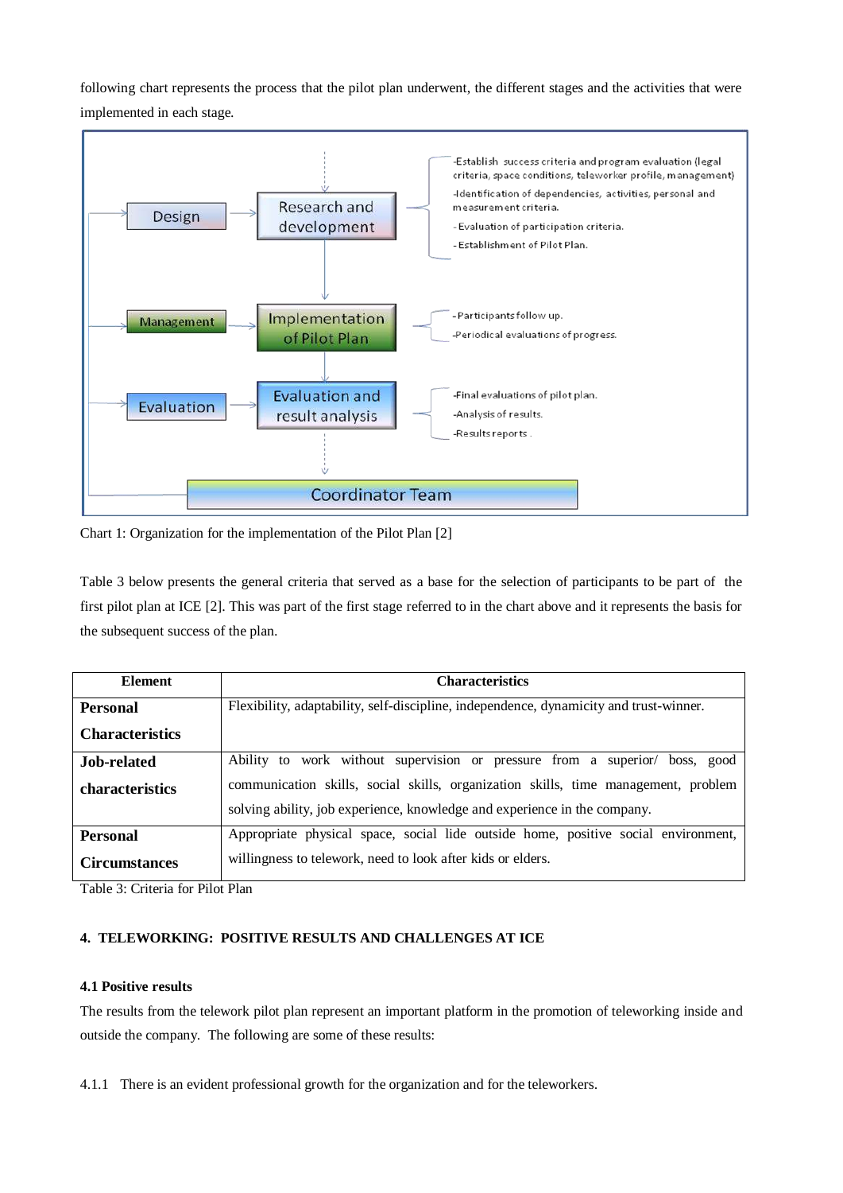following chart represents the process that the pilot plan underwent, the different stages and the activities that were implemented in each stage.

Design → Research and development
- Establish success criteria and program evaluation (legal criteria, space conditions, teleworker profile, management)
- Identification of dependencies, activities, personal and measurement criteria.
- Evaluation of participation criteria.
- Establishment of Pilot Plan.

Management → Implementation of Pilot Plan
- Participants follow up.
- Periodical evaluations of progress.

Evaluation → Evaluation and result analysis
- Final evaluations of pilot plan.
- Analysis of results.
- Results reports .

Coordinator Team

Chart 1: Organization for the implementation of the Pilot Plan [2]

Table 3 below presents the general criteria that served as a base for the selection of participants to be part of the first pilot plan at ICE [2]. This was part of the first stage referred to in the chart above and it represents the basis for the subsequent success of the plan.

| Element | Characteristics |
|---|---|
| **Personal Characteristics** | Flexibility, adaptability, self-discipline, independence, dynamicity and trust-winner. |
| **Job-related characteristics** | Ability to work without supervision or pressure from a superior/ boss, good communication skills, social skills, organization skills, time management, problem solving ability, job experience, knowledge and experience in the company. |
| **Personal Circumstances** | Appropriate physical space, social lide outside home, positive social environment, willingness to telework, need to look after kids or elders. |

Table 3: Criteria for Pilot Plan

## 4. TELEWORKING: POSITIVE RESULTS AND CHALLENGES AT ICE

### 4.1 Positive results

The results from the telework pilot plan represent an important platform in the promotion of teleworking inside and outside the company. The following are some of these results:

4.1.1 There is an evident professional growth for the organization and for the teleworkers.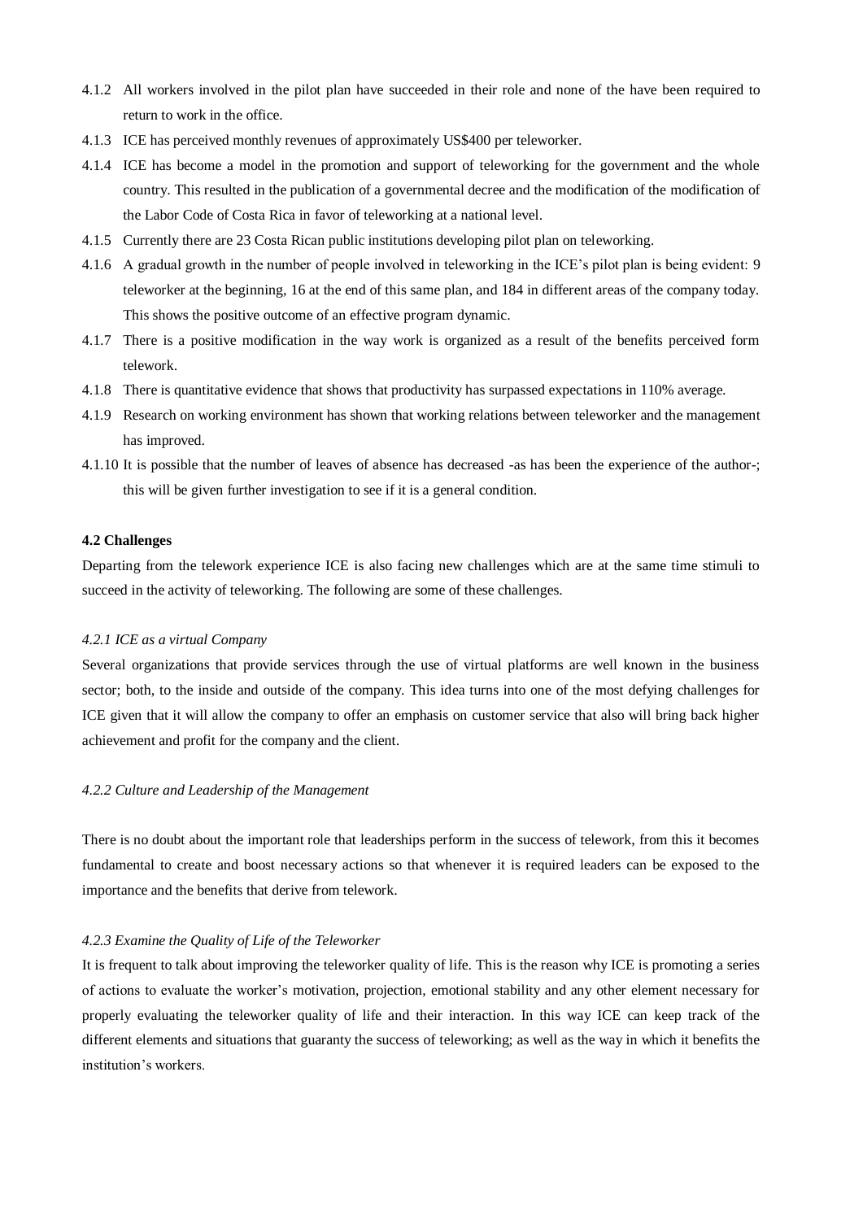4.1.2 All workers involved in the pilot plan have succeeded in their role and none of the have been required to return to work in the office.

4.1.3 ICE has perceived monthly revenues of approximately US$400 per teleworker.

4.1.4 ICE has become a model in the promotion and support of teleworking for the government and the whole country. This resulted in the publication of a governmental decree and the modification of the modification of the Labor Code of Costa Rica in favor of teleworking at a national level.

4.1.5 Currently there are 23 Costa Rican public institutions developing pilot plan on teleworking.

4.1.6 A gradual growth in the number of people involved in teleworking in the ICE's pilot plan is being evident: 9 teleworker at the beginning, 16 at the end of this same plan, and 184 in different areas of the company today. This shows the positive outcome of an effective program dynamic.

4.1.7 There is a positive modification in the way work is organized as a result of the benefits perceived form telework.

4.1.8 There is quantitative evidence that shows that productivity has surpassed expectations in 110% average.

4.1.9 Research on working environment has shown that working relations between teleworker and the management has improved.

4.1.10 It is possible that the number of leaves of absence has decreased -as has been the experience of the author-; this will be given further investigation to see if it is a general condition.

**4.2 Challenges**

Departing from the telework experience ICE is also facing new challenges which are at the same time stimuli to succeed in the activity of teleworking. The following are some of these challenges.

*4.2.1 ICE as a virtual Company*

Several organizations that provide services through the use of virtual platforms are well known in the business sector; both, to the inside and outside of the company. This idea turns into one of the most defying challenges for ICE given that it will allow the company to offer an emphasis on customer service that also will bring back higher achievement and profit for the company and the client.

*4.2.2 Culture and Leadership of the Management*

There is no doubt about the important role that leaderships perform in the success of telework, from this it becomes fundamental to create and boost necessary actions so that whenever it is required leaders can be exposed to the importance and the benefits that derive from telework.

*4.2.3 Examine the Quality of Life of the Teleworker*

It is frequent to talk about improving the teleworker quality of life. This is the reason why ICE is promoting a series of actions to evaluate the worker's motivation, projection, emotional stability and any other element necessary for properly evaluating the teleworker quality of life and their interaction. In this way ICE can keep track of the different elements and situations that guaranty the success of teleworking; as well as the way in which it benefits the institution's workers.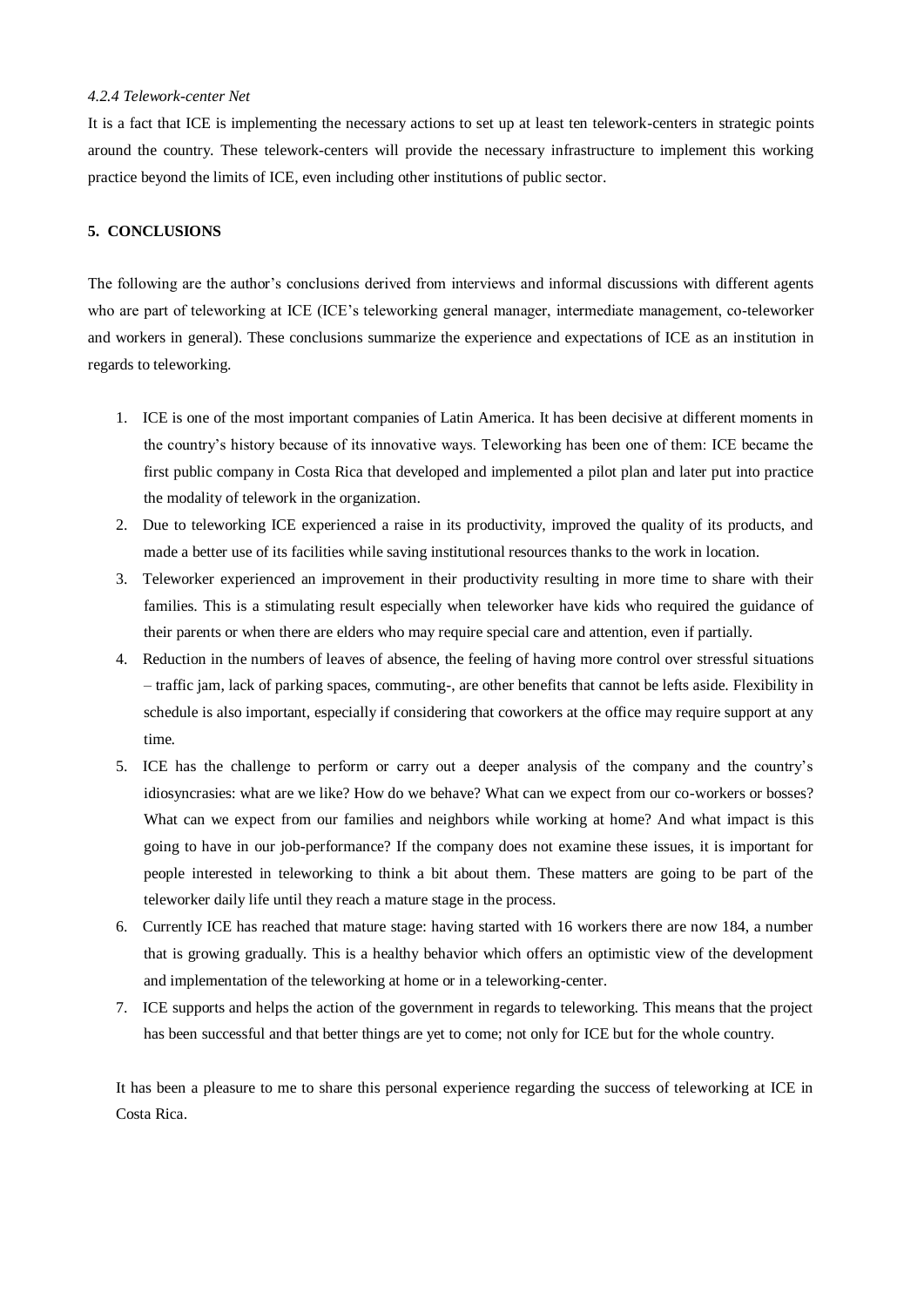*4.2.4 Telework-center Net*

It is a fact that ICE is implementing the necessary actions to set up at least ten telework-centers in strategic points around the country. These telework-centers will provide the necessary infrastructure to implement this working practice beyond the limits of ICE, even including other institutions of public sector.

## 5. CONCLUSIONS

The following are the author's conclusions derived from interviews and informal discussions with different agents who are part of teleworking at ICE (ICE's teleworking general manager, intermediate management, co-teleworker and workers in general). These conclusions summarize the experience and expectations of ICE as an institution in regards to teleworking.

1. ICE is one of the most important companies of Latin America. It has been decisive at different moments in the country's history because of its innovative ways. Teleworking has been one of them: ICE became the first public company in Costa Rica that developed and implemented a pilot plan and later put into practice the modality of telework in the organization.
2. Due to teleworking ICE experienced a raise in its productivity, improved the quality of its products, and made a better use of its facilities while saving institutional resources thanks to the work in location.
3. Teleworker experienced an improvement in their productivity resulting in more time to share with their families. This is a stimulating result especially when teleworker have kids who required the guidance of their parents or when there are elders who may require special care and attention, even if partially.
4. Reduction in the numbers of leaves of absence, the feeling of having more control over stressful situations – traffic jam, lack of parking spaces, commuting-, are other benefits that cannot be lefts aside. Flexibility in schedule is also important, especially if considering that coworkers at the office may require support at any time.
5. ICE has the challenge to perform or carry out a deeper analysis of the company and the country's idiosyncrasies: what are we like? How do we behave? What can we expect from our co-workers or bosses? What can we expect from our families and neighbors while working at home? And what impact is this going to have in our job-performance? If the company does not examine these issues, it is important for people interested in teleworking to think a bit about them. These matters are going to be part of the teleworker daily life until they reach a mature stage in the process.
6. Currently ICE has reached that mature stage: having started with 16 workers there are now 184, a number that is growing gradually. This is a healthy behavior which offers an optimistic view of the development and implementation of the teleworking at home or in a teleworking-center.
7. ICE supports and helps the action of the government in regards to teleworking. This means that the project has been successful and that better things are yet to come; not only for ICE but for the whole country.

It has been a pleasure to me to share this personal experience regarding the success of teleworking at ICE in Costa Rica.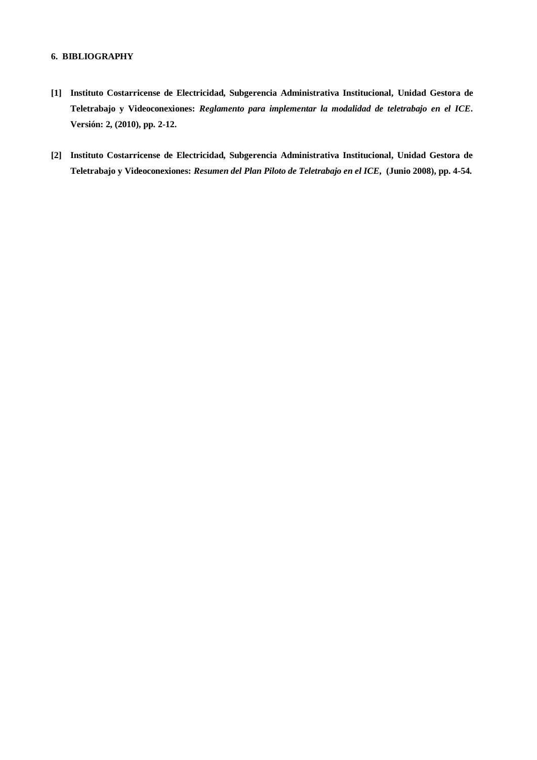## 6. BIBLIOGRAPHY

**[1] Instituto Costarricense de Electricidad, Subgerencia Administrativa Institucional, Unidad Gestora de Teletrabajo y Videoconexiones: *Reglamento para implementar la modalidad de teletrabajo en el ICE*. Versión: 2, (2010), pp. 2-12.**

**[2] Instituto Costarricense de Electricidad, Subgerencia Administrativa Institucional, Unidad Gestora de Teletrabajo y Videoconexiones: *Resumen del Plan Piloto de Teletrabajo en el ICE*, (Junio 2008), pp. 4-54.**